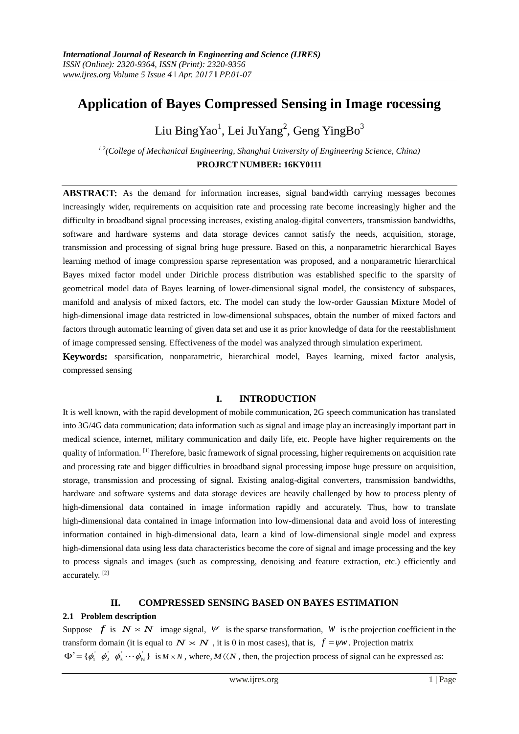# Application of Bayes Compressed Sensing in Image rocessing

Liu BingYao[1], Lei JuYang[2], Geng YingBo[3]

[1,2](*College of Mechanical Engineering, Shanghai University of Engineering Science, China*)

**PROJRCT NUMBER: 16KY0111**

**ABSTRACT:** As the demand for information increases, signal bandwidth carrying messages becomes increasingly wider, requirements on acquisition rate and processing rate become increasingly higher and the difficulty in broadband signal processing increases, existing analog-digital converters, transmission bandwidths, software and hardware systems and data storage devices cannot satisfy the needs, acquisition, storage, transmission and processing of signal bring huge pressure. Based on this, a nonparametric hierarchical Bayes learning method of image compression sparse representation was proposed, and a nonparametric hierarchical Bayes mixed factor model under Dirichle process distribution was established specific to the sparsity of geometrical model data of Bayes learning of lower-dimensional signal model, the consistency of subspaces, manifold and analysis of mixed factors, etc. The model can study the low-order Gaussian Mixture Model of high-dimensional image data restricted in low-dimensional subspaces, obtain the number of mixed factors and factors through automatic learning of given data set and use it as prior knowledge of data for the reestablishment of image compressed sensing. Effectiveness of the model was analyzed through simulation experiment.

**Keywords:** sparsification, nonparametric, hierarchical model, Bayes learning, mixed factor analysis, compressed sensing

## I. INTRODUCTION

It is well known, with the rapid development of mobile communication, 2G speech communication has translated into 3G/4G data communication; data information such as signal and image play an increasingly important part in medical science, internet, military communication and daily life, etc. People have higher requirements on the quality of information. [1]Therefore, basic framework of signal processing, higher requirements on acquisition rate and processing rate and bigger difficulties in broadband signal processing impose huge pressure on acquisition, storage, transmission and processing of signal. Existing analog-digital converters, transmission bandwidths, hardware and software systems and data storage devices are heavily challenged by how to process plenty of high-dimensional data contained in image information rapidly and accurately. Thus, how to translate high-dimensional data contained in image information into low-dimensional data and avoid loss of interesting information contained in high-dimensional data, learn a kind of low-dimensional single model and express high-dimensional data using less data characteristics become the core of signal and image processing and the key to process signals and images (such as compressing, denoising and feature extraction, etc.) efficiently and accurately. [2]

## II. COMPRESSED SENSING BASED ON BAYES ESTIMATION

### 2.1 Problem description

Suppose $f$ is $N \times N$ image signal, $\psi$ is the sparse transformation, $w$ is the projection coefficient in the transform domain (it is equal to $N \times N$, it is 0 in most cases), that is, $f = \psi w$. Projection matrix $\Phi' = \{\phi_1' \ \phi_2' \ \phi_3' \cdots \phi_N'\}$ is $M \times N$, where, $M \langle\langle N$, then, the projection process of signal can be expressed as: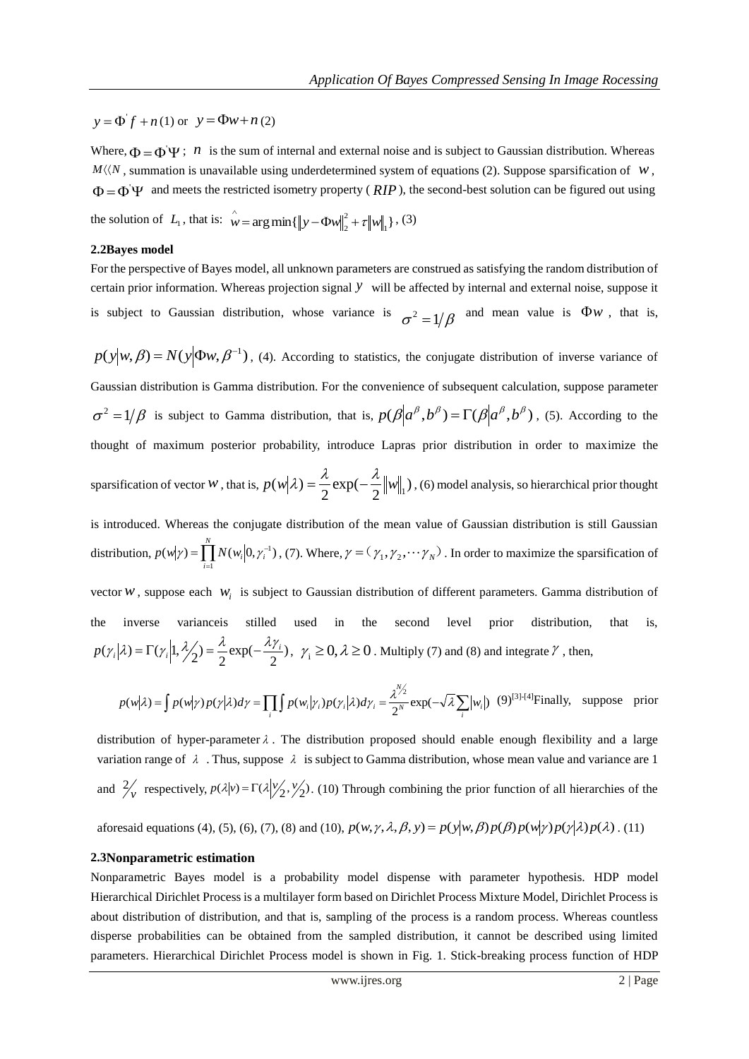$y = \Phi' f + n$ (1) or $y = \Phi w + n$ (2)

Where, $\Phi = \Phi' \Psi$ ; $n$ is the sum of internal and external noise and is subject to Gaussian distribution. Whereas $M \langle\langle N$ , summation is unavailable using underdetermined system of equations (2). Suppose sparsification of $w$ , $\Phi = \Phi' \Psi$ and meets the restricted isometry property ( $RIP$ ), the second-best solution can be figured out using the solution of $L_1$ , that is: $\hat{w} = \arg\min\{\|y - \Phi w\|_2^2 + \tau \|w\|_1\}$ , (3)

## 2.2Bayes model

For the perspective of Bayes model, all unknown parameters are construed as satisfying the random distribution of certain prior information. Whereas projection signal $y$ will be affected by internal and external noise, suppose it is subject to Gaussian distribution, whose variance is $\sigma^2 = 1/\beta$ and mean value is $\Phi w$ , that is, $p(y|w, \beta) = N(y|\Phi w, \beta^{-1})$ , (4). According to statistics, the conjugate distribution of inverse variance of Gaussian distribution is Gamma distribution. For the convenience of subsequent calculation, suppose parameter $\sigma^2 = 1/\beta$ is subject to Gamma distribution, that is, $p(\beta|a^\beta, b^\beta) = \Gamma(\beta|a^\beta, b^\beta)$ , (5). According to the thought of maximum posterior probability, introduce Lapras prior distribution in order to maximize the sparsification of vector $w$ , that is, $p(w|\lambda) = \frac{\lambda}{2}\exp(-\frac{\lambda}{2}\|w\|_1)$ , (6) model analysis, so hierarchical prior thought is introduced. Whereas the conjugate distribution of the mean value of Gaussian distribution is still Gaussian distribution, $p(w|\gamma) = \prod_{i=1}^{N} N(w_i|0, \gamma_i^{-1})$ , (7). Where, $\gamma = (\gamma_1, \gamma_2, \cdots \gamma_N)$ . In order to maximize the sparsification of vector $w$ , suppose each $w_i$ is subject to Gaussian distribution of different parameters. Gamma distribution of the inverse varianceis stilled used in the second level prior distribution, that is, $p(\gamma_i|\lambda) = \Gamma(\gamma_i|1, \lambda/2) = \frac{\lambda}{2}\exp(-\frac{\lambda\gamma_i}{2})$ , $\gamma_i \geq 0, \lambda \geq 0$ . Multiply (7) and (8) and integrate $\gamma$ , then,

$$p(w|\lambda) = \int p(w|\gamma)p(\gamma|\lambda)d\gamma = \prod_i \int p(w_i|\gamma_i)p(\gamma_i|\lambda)d\gamma_i = \frac{\lambda^{N/2}}{2^N}\exp(-\sqrt{\lambda}\sum_i |w_i|)$$

(9)[3]-[4]Finally, suppose prior distribution of hyper-parameter $\lambda$ . The distribution proposed should enable enough flexibility and a large variation range of $\lambda$ . Thus, suppose $\lambda$ is subject to Gamma distribution, whose mean value and variance are 1 and $2/v$ respectively, $p(\lambda|v) = \Gamma(\lambda|v/2, v/2)$ . (10) Through combining the prior function of all hierarchies of the aforesaid equations (4), (5), (6), (7), (8) and (10), $p(w, \gamma, \lambda, \beta, y) = p(y|w, \beta)p(\beta)p(w|\gamma)p(\gamma|\lambda)p(\lambda)$ . (11)

## 2.3Nonparametric estimation

Nonparametric Bayes model is a probability model dispense with parameter hypothesis. HDP model Hierarchical Dirichlet Process is a multilayer form based on Dirichlet Process Mixture Model, Dirichlet Process is about distribution of distribution, and that is, sampling of the process is a random process. Whereas countless disperse probabilities can be obtained from the sampled distribution, it cannot be described using limited parameters. Hierarchical Dirichlet Process model is shown in Fig. 1. Stick-breaking process function of HDP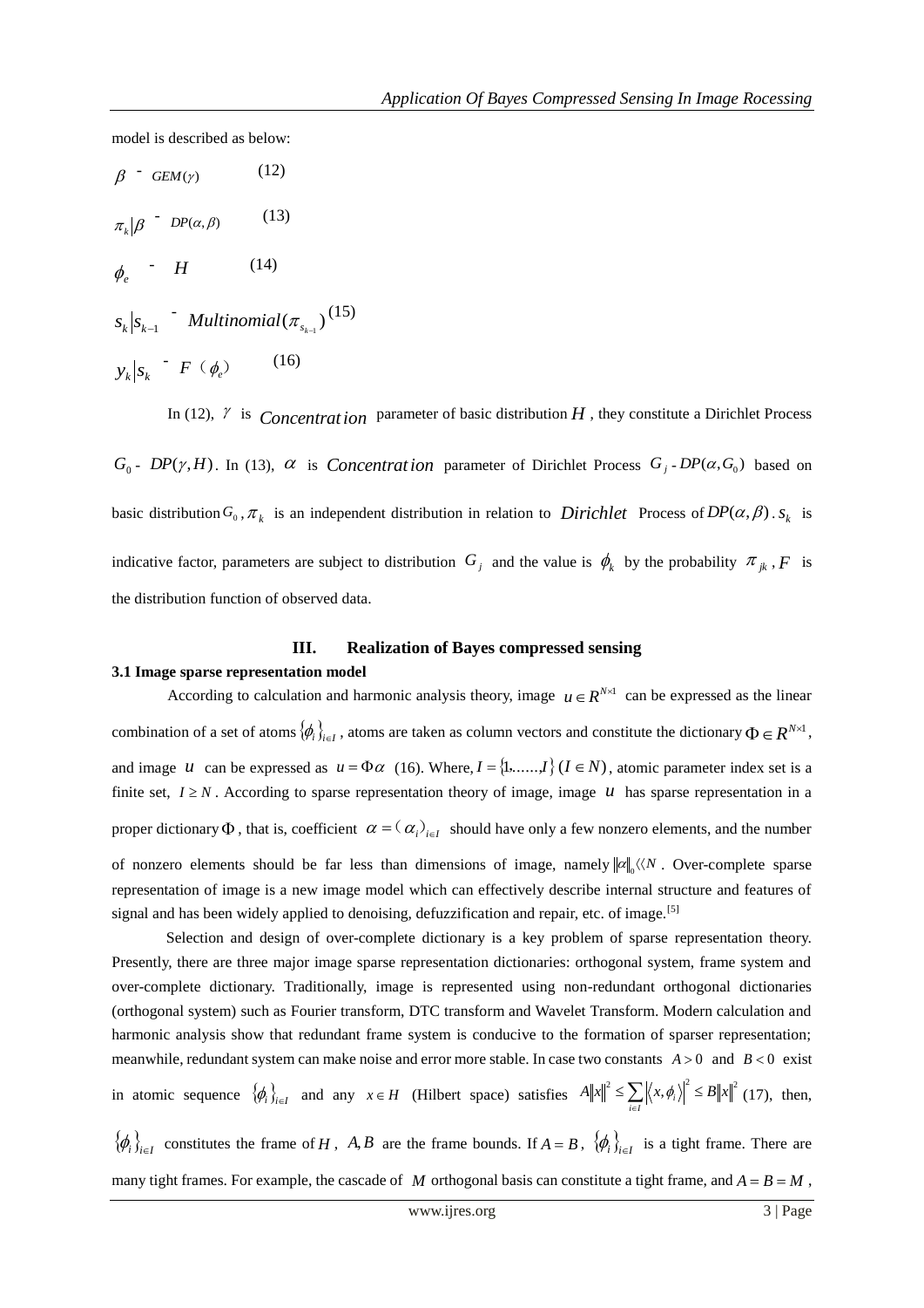model is described as below:

$$\beta \sim GEM(\gamma) \quad (12)$$

$$\pi_k|\beta \sim DP(\alpha,\beta) \quad (13)$$

$$\phi_e \sim H \quad (14)$$

$$s_k|s_{k-1} \sim Multinomial(\pi_{s_{k-1}}) \quad (15)$$

$$y_k|s_k \sim F(\phi_e) \quad (16)$$

In (12), $\gamma$ is *Concentration* parameter of basic distribution $H$, they constitute a Dirichlet Process $G_0 \sim DP(\gamma, H)$. In (13), $\alpha$ is *Concentration* parameter of Dirichlet Process $G_j \sim DP(\alpha, G_0)$ based on basic distribution $G_0$, $\pi_k$ is an independent distribution in relation to *Dirichlet* Process of $DP(\alpha,\beta)$. $s_k$ is indicative factor, parameters are subject to distribution $G_j$ and the value is $\phi_k$ by the probability $\pi_{jk}$, $F$ is the distribution function of observed data.

## III. Realization of Bayes compressed sensing

### 3.1 Image sparse representation model

According to calculation and harmonic analysis theory, image $u \in R^{N\times 1}$ can be expressed as the linear combination of a set of atoms $\{\phi_i\}_{i\in I}$, atoms are taken as column vectors and constitute the dictionary $\Phi \in R^{N\times 1}$, and image $u$ can be expressed as $u = \Phi\alpha$ (16). Where, $I = \{1,......,I\}$ $(I \in N)$, atomic parameter index set is a finite set, $I \ge N$. According to sparse representation theory of image, image $u$ has sparse representation in a proper dictionary $\Phi$, that is, coefficient $\alpha = (\alpha_i)_{i\in I}$ should have only a few nonzero elements, and the number of nonzero elements should be far less than dimensions of image, namely $\|\alpha\|_0 \langle\langle N$. Over-complete sparse representation of image is a new image model which can effectively describe internal structure and features of signal and has been widely applied to denoising, defuzzification and repair, etc. of image.[5]

Selection and design of over-complete dictionary is a key problem of sparse representation theory. Presently, there are three major image sparse representation dictionaries: orthogonal system, frame system and over-complete dictionary. Traditionally, image is represented using non-redundant orthogonal dictionaries (orthogonal system) such as Fourier transform, DTC transform and Wavelet Transform. Modern calculation and harmonic analysis show that redundant frame system is conducive to the formation of sparser representation; meanwhile, redundant system can make noise and error more stable. In case two constants $A > 0$ and $B < 0$ exist in atomic sequence $\{\phi_i\}_{i\in I}$ and any $x \in H$ (Hilbert space) satisfies $A\|x\|^2 \le \sum_{i\in I} |\langle x, \phi_i\rangle|^2 \le B\|x\|^2$ (17), then, $\{\phi_i\}_{i\in I}$ constitutes the frame of $H$, $A, B$ are the frame bounds. If $A = B$, $\{\phi_i\}_{i\in I}$ is a tight frame. There are many tight frames. For example, the cascade of $M$ orthogonal basis can constitute a tight frame, and $A = B = M$,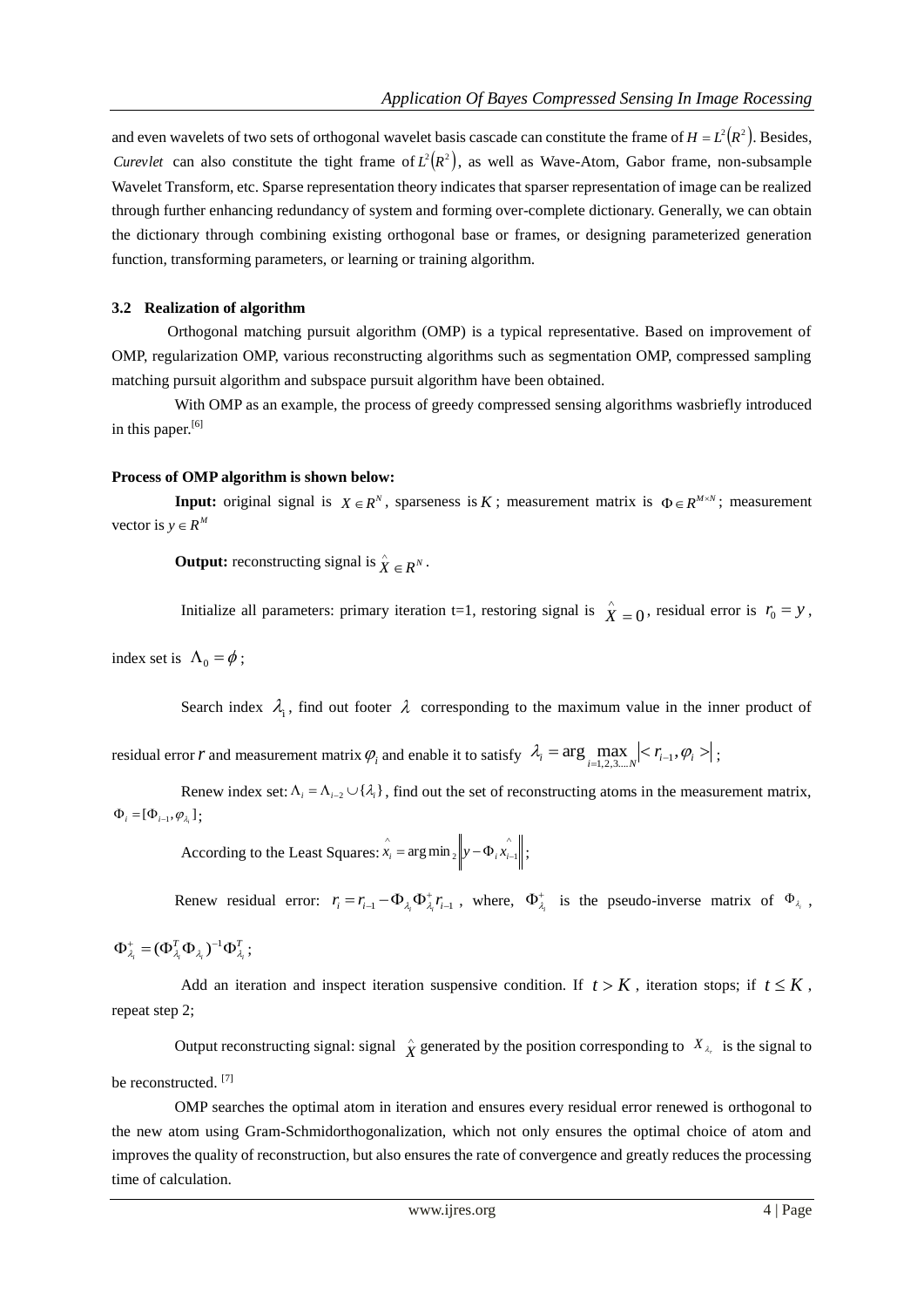and even wavelets of two sets of orthogonal wavelet basis cascade can constitute the frame of $H = L^2(R^2)$. Besides, *Curevlet* can also constitute the tight frame of $L^2(R^2)$, as well as Wave-Atom, Gabor frame, non-subsample Wavelet Transform, etc. Sparse representation theory indicates that sparser representation of image can be realized through further enhancing redundancy of system and forming over-complete dictionary. Generally, we can obtain the dictionary through combining existing orthogonal base or frames, or designing parameterized generation function, transforming parameters, or learning or training algorithm.

### 3.2 Realization of algorithm

Orthogonal matching pursuit algorithm (OMP) is a typical representative. Based on improvement of OMP, regularization OMP, various reconstructing algorithms such as segmentation OMP, compressed sampling matching pursuit algorithm and subspace pursuit algorithm have been obtained.

With OMP as an example, the process of greedy compressed sensing algorithms wasbriefly introduced in this paper.[6]

**Process of OMP algorithm is shown below:**

**Input:** original signal is $X \in R^N$, sparseness is $K$; measurement matrix is $\Phi \in R^{M \times N}$; measurement vector is $y \in R^M$

**Output:** reconstructing signal is $\hat{X} \in R^N$.

Initialize all parameters: primary iteration t=1, restoring signal is $\hat{X} = 0$, residual error is $r_0 = y$, index set is $\Lambda_0 = \phi$;

Search index $\lambda_1$, find out footer $\lambda$ corresponding to the maximum value in the inner product of residual error $r$ and measurement matrix $\varphi_i$ and enable it to satisfy $\lambda_i = \arg \max_{i=1,2,3....N} |< r_{i-1}, \varphi_i >|$;

Renew index set: $\Lambda_i = \Lambda_{i-2} \cup \{\lambda_i\}$, find out the set of reconstructing atoms in the measurement matrix, $\Phi_i = [\Phi_{i-1}, \varphi_{\lambda_i}]$;

According to the Least Squares: $\hat{x}_i = \arg\min_2 \left\| y - \Phi_i \hat{x}_{i-1} \right\|$;

Renew residual error: $r_i = r_{i-1} - \Phi_{\lambda_i} \Phi_{\lambda_i}^+ r_{i-1}$, where, $\Phi_{\lambda_i}^+$ is the pseudo-inverse matrix of $\Phi_{\lambda_i}$, $\Phi_{\lambda_i}^+ = (\Phi_{\lambda_i}^T \Phi_{\lambda_i})^{-1} \Phi_{\lambda_i}^T$;

Add an iteration and inspect iteration suspensive condition. If $t > K$, iteration stops; if $t \le K$, repeat step 2;

Output reconstructing signal: signal $\hat{X}$ generated by the position corresponding to $X_{\lambda_r}$ is the signal to be reconstructed. [7]

OMP searches the optimal atom in iteration and ensures every residual error renewed is orthogonal to the new atom using Gram-Schmidorthogonalization, which not only ensures the optimal choice of atom and improves the quality of reconstruction, but also ensures the rate of convergence and greatly reduces the processing time of calculation.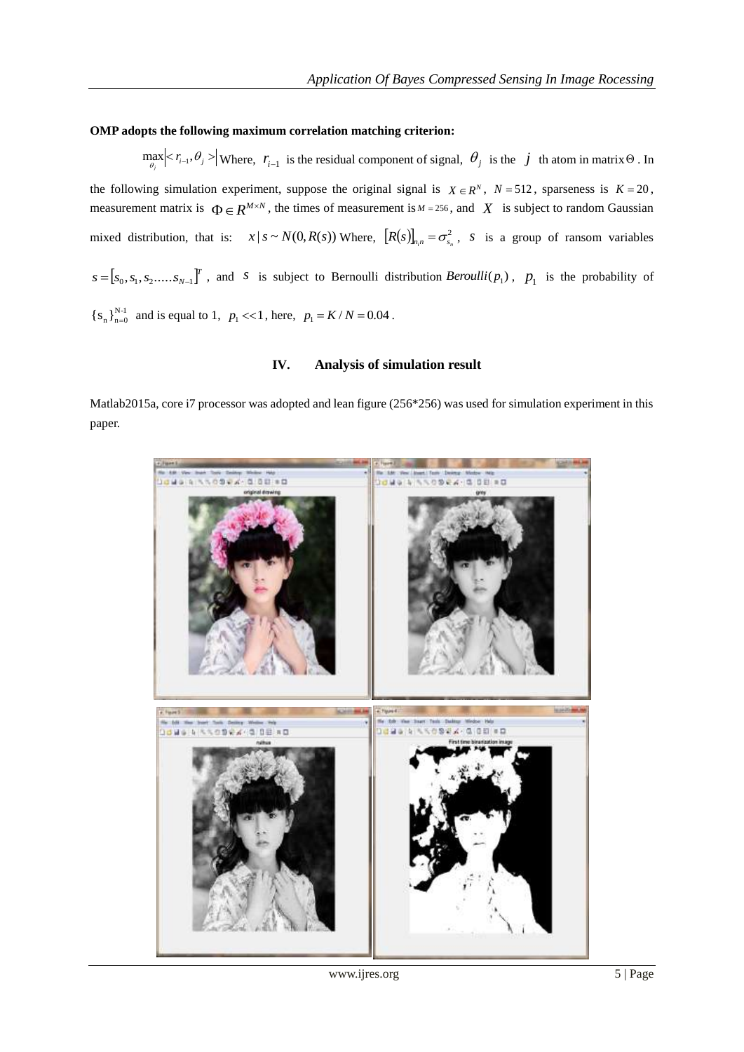**OMP adopts the following maximum correlation matching criterion:**

$\max_{\theta_j} |< r_{i-1}, \theta_j >|$ Where, $r_{i-1}$ is the residual component of signal, $\theta_j$ is the $j$ th atom in matrix $\Theta$. In the following simulation experiment, suppose the original signal is $X \in R^N$, $N = 512$, sparseness is $K = 20$, measurement matrix is $\Phi \in R^{M \times N}$, the times of measurement is $M = 256$, and $X$ is subject to random Gaussian mixed distribution, that is: $x | s \sim N(0, R(s))$ Where, $[R(s)]_{n,n} = \sigma_{s_n}^2$, $s$ is a group of ransom variables $s = [s_0, s_1, s_2 ..... s_{N-1}]^T$, and $s$ is subject to Bernoulli distribution $Beroulli(p_1)$, $p_1$ is the probability of $\{s_n\}_{n=0}^{N-1}$ and is equal to 1, $p_1 << 1$, here, $p_1 = K / N = 0.04$.

## IV. Analysis of simulation result

Matlab2015a, core i7 processor was adopted and lean figure (256*256) was used for simulation experiment in this paper.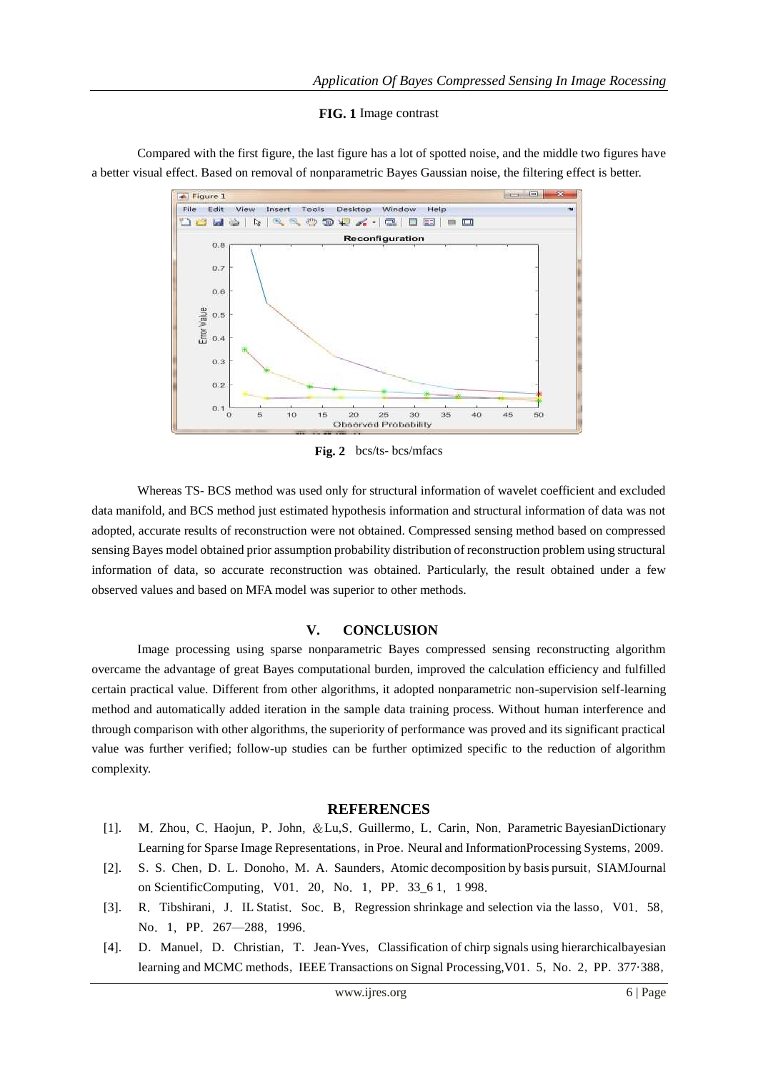**FIG. 1** Image contrast

Compared with the first figure, the last figure has a lot of spotted noise, and the middle two figures have a better visual effect. Based on removal of nonparametric Bayes Gaussian noise, the filtering effect is better.

**Fig. 2** bcs/ts- bcs/mfacs

Whereas TS- BCS method was used only for structural information of wavelet coefficient and excluded data manifold, and BCS method just estimated hypothesis information and structural information of data was not adopted, accurate results of reconstruction were not obtained. Compressed sensing method based on compressed sensing Bayes model obtained prior assumption probability distribution of reconstruction problem using structural information of data, so accurate reconstruction was obtained. Particularly, the result obtained under a few observed values and based on MFA model was superior to other methods.

## V. CONCLUSION

Image processing using sparse nonparametric Bayes compressed sensing reconstructing algorithm overcame the advantage of great Bayes computational burden, improved the calculation efficiency and fulfilled certain practical value. Different from other algorithms, it adopted nonparametric non-supervision self-learning method and automatically added iteration in the sample data training process. Without human interference and through comparison with other algorithms, the superiority of performance was proved and its significant practical value was further verified; follow-up studies can be further optimized specific to the reduction of algorithm complexity.

## REFERENCES

[1]. M. Zhou, C. Haojun, P. John, &Lu,S. Guillermo, L. Carin, Non. Parametric BayesianDictionary Learning for Sparse Image Representations, in Proe. Neural and InformationProcessing Systems, 2009.

[2]. S. S. Chen, D. L. Donoho, M. A. Saunders, Atomic decomposition by basis pursuit, SIAMJournal on ScientificComputing, V01. 20, No. 1, PP. 33_6 1, 1 998.

[3]. R. Tibshirani, J. IL Statist. Soc. B, Regression shrinkage and selection via the lasso, V01. 58, No. 1, PP. 267—288, 1996.

[4]. D. Manuel, D. Christian, T. Jean-Yves, Classification of chirp signals using hierarchicalbayesian learning and MCMC methods, IEEE Transactions on Signal Processing,V01. 5, No. 2, PP. 377·388,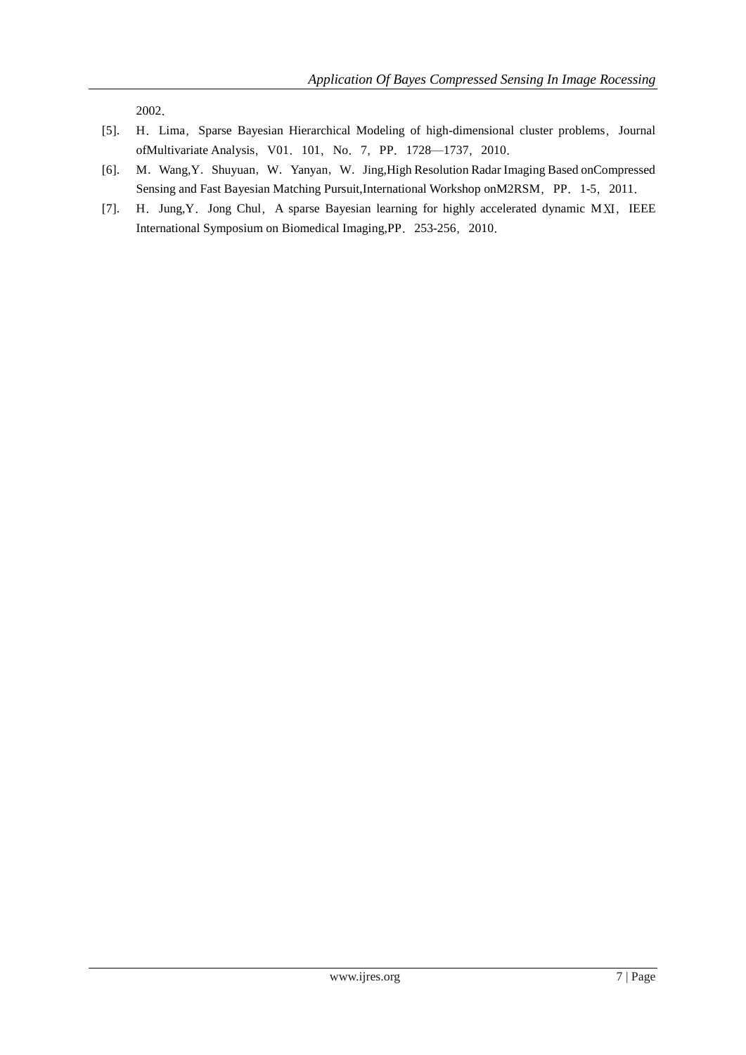2002.

[5]. H．Lima，Sparse Bayesian Hierarchical Modeling of high-dimensional cluster problems，Journal ofMultivariate Analysis，V01．101，No．7，PP．1728—1737，2010．

[6]. M．Wang,Y．Shuyuan，W．Yanyan，W．Jing,High Resolution Radar Imaging Based onCompressed Sensing and Fast Bayesian Matching Pursuit,International Workshop onM2RSM，PP．1-5，2011．

[7]. H．Jung,Y．Jong Chul，A sparse Bayesian learning for highly accelerated dynamic MⅪ，IEEE International Symposium on Biomedical Imaging,PP．253-256，2010．